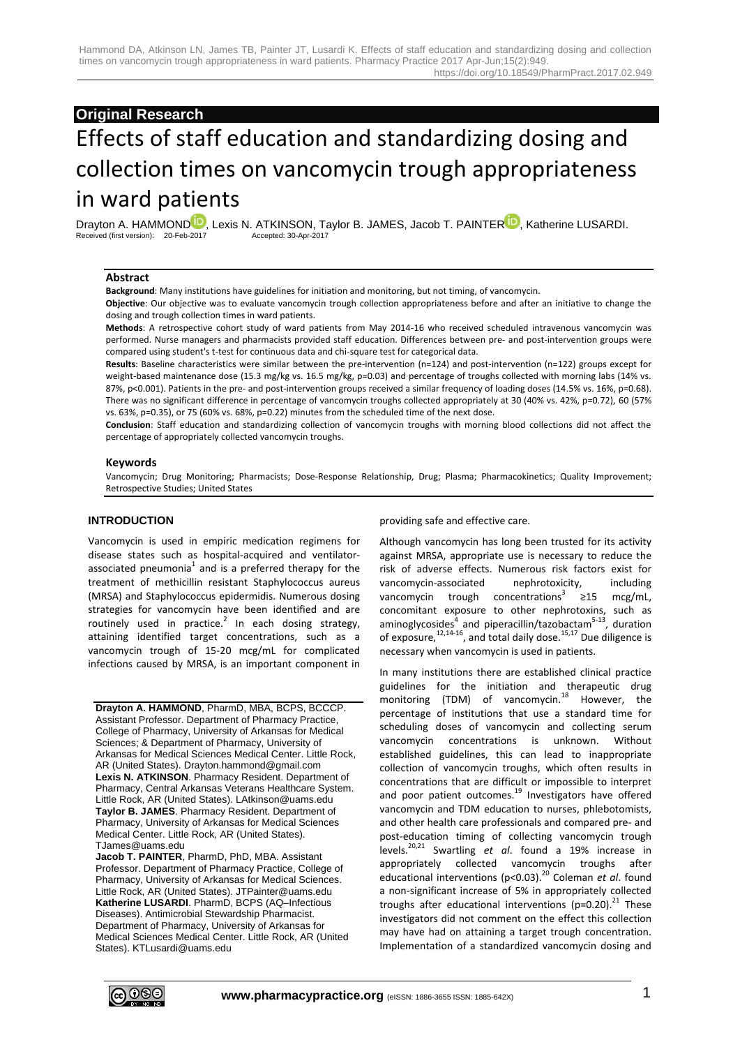**Original Research**

# Effects of staff education and standardizing dosing and collection times on vancomycin trough appropriateness in ward patients

Drayton A. HAMMOND, Lexis N. ATKINSON, Taylor B. JAMES, Jacob T. PAINTER, Katherine LUSARDI.

Received (first version): 20-Feb-2017 Accepted: 30-Apr-2017

## Abstract

**Background**: Many institutions have guidelines for initiation and monitoring, but not timing, of vancomycin.

**Objective**: Our objective was to evaluate vancomycin trough collection appropriateness before and after an initiative to change the dosing and trough collection times in ward patients.

**Methods**: A retrospective cohort study of ward patients from May 2014-16 who received scheduled intravenous vancomycin was performed. Nurse managers and pharmacists provided staff education. Differences between pre- and post-intervention groups were compared using student's t-test for continuous data and chi-square test for categorical data.

**Results**: Baseline characteristics were similar between the pre-intervention (n=124) and post-intervention (n=122) groups except for weight-based maintenance dose (15.3 mg/kg vs. 16.5 mg/kg, p=0.03) and percentage of troughs collected with morning labs (14% vs. 87%, p<0.001). Patients in the pre- and post-intervention groups received a similar frequency of loading doses (14.5% vs. 16%, p=0.68). There was no significant difference in percentage of vancomycin troughs collected appropriately at 30 (40% vs. 42%, p=0.72), 60 (57% vs. 63%, p=0.35), or 75 (60% vs. 68%, p=0.22) minutes from the scheduled time of the next dose.

**Conclusion**: Staff education and standardizing collection of vancomycin troughs with morning blood collections did not affect the percentage of appropriately collected vancomycin troughs.

### Keywords

Vancomycin; Drug Monitoring; Pharmacists; Dose-Response Relationship, Drug; Plasma; Pharmacokinetics; Quality Improvement; Retrospective Studies; United States

## INTRODUCTION

Vancomycin is used in empiric medication regimens for disease states such as hospital-acquired and ventilator-associated pneumonia[1] and is a preferred therapy for the treatment of methicillin resistant Staphylococcus aureus (MRSA) and Staphylococcus epidermidis. Numerous dosing strategies for vancomycin have been identified and are routinely used in practice.[2] In each dosing strategy, attaining identified target concentrations, such as a vancomycin trough of 15-20 mcg/mL for complicated infections caused by MRSA, is an important component in providing safe and effective care.

Although vancomycin has long been trusted for its activity against MRSA, appropriate use is necessary to reduce the risk of adverse effects. Numerous risk factors exist for vancomycin-associated nephrotoxicity, including vancomycin trough concentrations[3] ≥15 mcg/mL, concomitant exposure to other nephrotoxins, such as aminoglycosides[4] and piperacillin/tazobactam[5-13], duration of exposure,[12,14-16], and total daily dose.[15,17] Due diligence is necessary when vancomycin is used in patients.

In many institutions there are established clinical practice guidelines for the initiation and therapeutic drug monitoring (TDM) of vancomycin.[18] However, the percentage of institutions that use a standard time for scheduling doses of vancomycin and collecting serum vancomycin concentrations is unknown. Without established guidelines, this can lead to inappropriate collection of vancomycin troughs, which often results in concentrations that are difficult or impossible to interpret and poor patient outcomes.[19] Investigators have offered vancomycin and TDM education to nurses, phlebotomists, and other health care professionals and compared pre- and post-education timing of collecting vancomycin trough levels.[20,21] Swartling *et al*. found a 19% increase in appropriately collected vancomycin troughs after educational interventions (p<0.03).[20] Coleman *et al*. found a non-significant increase of 5% in appropriately collected troughs after educational interventions (p=0.20).[21] These investigators did not comment on the effect this collection may have had on attaining a target trough concentration. Implementation of a standardized vancomycin dosing and

**Drayton A. HAMMOND**, PharmD, MBA, BCPS, BCCCP. Assistant Professor. Department of Pharmacy Practice, College of Pharmacy, University of Arkansas for Medical Sciences; & Department of Pharmacy, University of Arkansas for Medical Sciences Medical Center. Little Rock, AR (United States). Drayton.hammond@gmail.com

**Lexis N. ATKINSON**. Pharmacy Resident. Department of Pharmacy, Central Arkansas Veterans Healthcare System. Little Rock, AR (United States). LAtkinson@uams.edu

**Taylor B. JAMES**. Pharmacy Resident. Department of Pharmacy, University of Arkansas for Medical Sciences Medical Center. Little Rock, AR (United States). TJames@uams.edu

**Jacob T. PAINTER**, PharmD, PhD, MBA. Assistant Professor. Department of Pharmacy Practice, College of Pharmacy, University of Arkansas for Medical Sciences. Little Rock, AR (United States). JTPainter@uams.edu

**Katherine LUSARDI**. PharmD, BCPS (AQ–Infectious Diseases). Antimicrobial Stewardship Pharmacist. Department of Pharmacy, University of Arkansas for Medical Sciences Medical Center. Little Rock, AR (United States). KTLusardi@uams.edu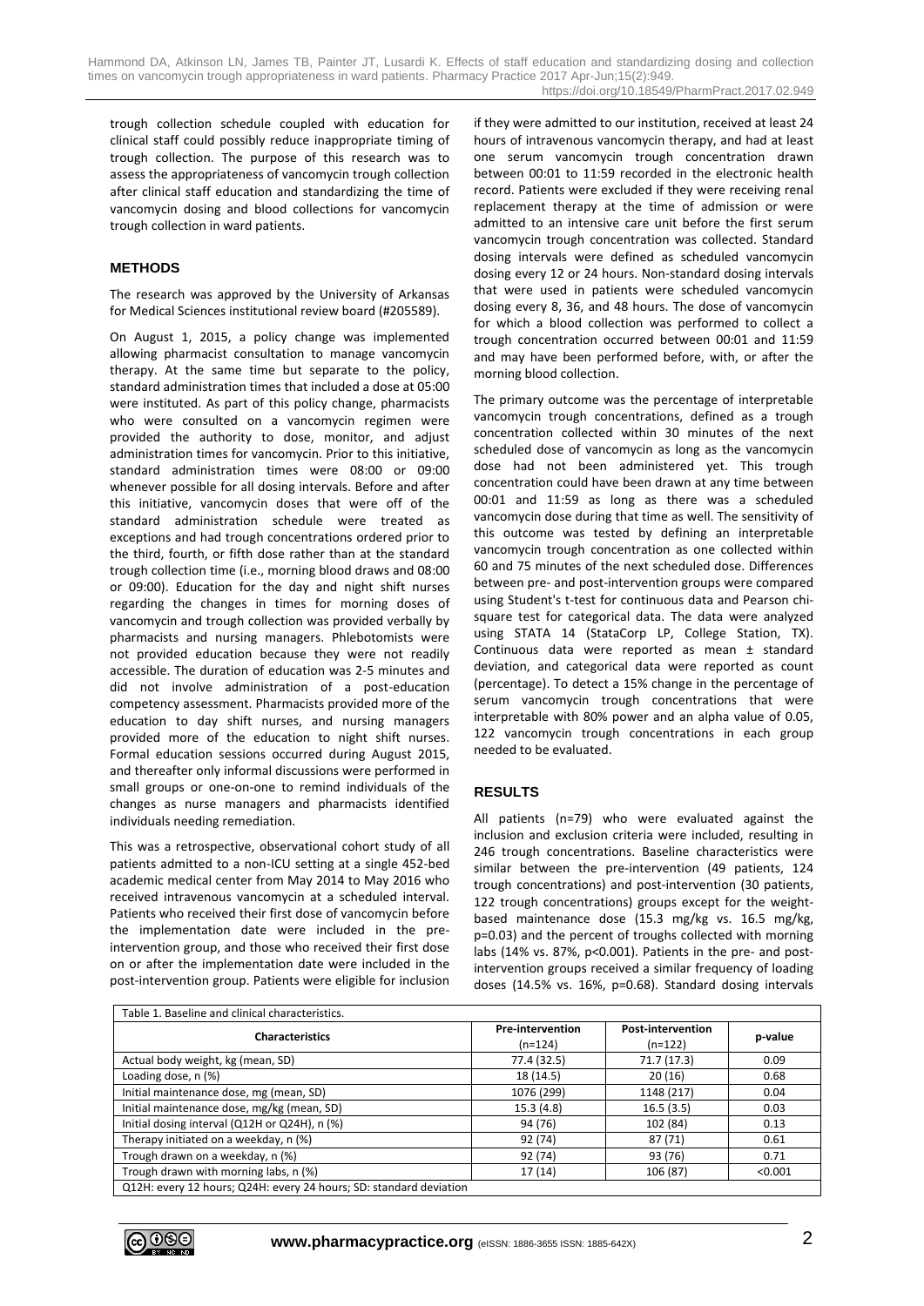trough collection schedule coupled with education for clinical staff could possibly reduce inappropriate timing of trough collection. The purpose of this research was to assess the appropriateness of vancomycin trough collection after clinical staff education and standardizing the time of vancomycin dosing and blood collections for vancomycin trough collection in ward patients.

## METHODS

The research was approved by the University of Arkansas for Medical Sciences institutional review board (#205589).

On August 1, 2015, a policy change was implemented allowing pharmacist consultation to manage vancomycin therapy. At the same time but separate to the policy, standard administration times that included a dose at 05:00 were instituted. As part of this policy change, pharmacists who were consulted on a vancomycin regimen were provided the authority to dose, monitor, and adjust administration times for vancomycin. Prior to this initiative, standard administration times were 08:00 or 09:00 whenever possible for all dosing intervals. Before and after this initiative, vancomycin doses that were off of the standard administration schedule were treated as exceptions and had trough concentrations ordered prior to the third, fourth, or fifth dose rather than at the standard trough collection time (i.e., morning blood draws and 08:00 or 09:00). Education for the day and night shift nurses regarding the changes in times for morning doses of vancomycin and trough collection was provided verbally by pharmacists and nursing managers. Phlebotomists were not provided education because they were not readily accessible. The duration of education was 2-5 minutes and did not involve administration of a post-education competency assessment. Pharmacists provided more of the education to day shift nurses, and nursing managers provided more of the education to night shift nurses. Formal education sessions occurred during August 2015, and thereafter only informal discussions were performed in small groups or one-on-one to remind individuals of the changes as nurse managers and pharmacists identified individuals needing remediation.

This was a retrospective, observational cohort study of all patients admitted to a non-ICU setting at a single 452-bed academic medical center from May 2014 to May 2016 who received intravenous vancomycin at a scheduled interval. Patients who received their first dose of vancomycin before the implementation date were included in the pre-intervention group, and those who received their first dose on or after the implementation date were included in the post-intervention group. Patients were eligible for inclusion if they were admitted to our institution, received at least 24 hours of intravenous vancomycin therapy, and had at least one serum vancomycin trough concentration drawn between 00:01 to 11:59 recorded in the electronic health record. Patients were excluded if they were receiving renal replacement therapy at the time of admission or were admitted to an intensive care unit before the first serum vancomycin trough concentration was collected. Standard dosing intervals were defined as scheduled vancomycin dosing every 12 or 24 hours. Non-standard dosing intervals that were used in patients were scheduled vancomycin dosing every 8, 36, and 48 hours. The dose of vancomycin for which a blood collection was performed to collect a trough concentration occurred between 00:01 and 11:59 and may have been performed before, with, or after the morning blood collection.

The primary outcome was the percentage of interpretable vancomycin trough concentrations, defined as a trough concentration collected within 30 minutes of the next scheduled dose of vancomycin as long as the vancomycin dose had not been administered yet. This trough concentration could have been drawn at any time between 00:01 and 11:59 as long as there was a scheduled vancomycin dose during that time as well. The sensitivity of this outcome was tested by defining an interpretable vancomycin trough concentration as one collected within 60 and 75 minutes of the next scheduled dose. Differences between pre- and post-intervention groups were compared using Student's t-test for continuous data and Pearson chi-square test for categorical data. The data were analyzed using STATA 14 (StataCorp LP, College Station, TX). Continuous data were reported as mean ± standard deviation, and categorical data were reported as count (percentage). To detect a 15% change in the percentage of serum vancomycin trough concentrations that were interpretable with 80% power and an alpha value of 0.05, 122 vancomycin trough concentrations in each group needed to be evaluated.

## RESULTS

All patients (n=79) who were evaluated against the inclusion and exclusion criteria were included, resulting in 246 trough concentrations. Baseline characteristics were similar between the pre-intervention (49 patients, 124 trough concentrations) and post-intervention (30 patients, 122 trough concentrations) groups except for the weight-based maintenance dose (15.3 mg/kg vs. 16.5 mg/kg, p=0.03) and the percent of troughs collected with morning labs (14% vs. 87%, p<0.001). Patients in the pre- and post-intervention groups received a similar frequency of loading doses (14.5% vs. 16%, p=0.68). Standard dosing intervals

Table 1. Baseline and clinical characteristics.

| Characteristics | Pre-intervention (n=124) | Post-intervention (n=122) | p-value |
|---|---|---|---|
| Actual body weight, kg (mean, SD) | 77.4 (32.5) | 71.7 (17.3) | 0.09 |
| Loading dose, n (%) | 18 (14.5) | 20 (16) | 0.68 |
| Initial maintenance dose, mg (mean, SD) | 1076 (299) | 1148 (217) | 0.04 |
| Initial maintenance dose, mg/kg (mean, SD) | 15.3 (4.8) | 16.5 (3.5) | 0.03 |
| Initial dosing interval (Q12H or Q24H), n (%) | 94 (76) | 102 (84) | 0.13 |
| Therapy initiated on a weekday, n (%) | 92 (74) | 87 (71) | 0.61 |
| Trough drawn on a weekday, n (%) | 92 (74) | 93 (76) | 0.71 |
| Trough drawn with morning labs, n (%) | 17 (14) | 106 (87) | <0.001 |

Q12H: every 12 hours; Q24H: every 24 hours; SD: standard deviation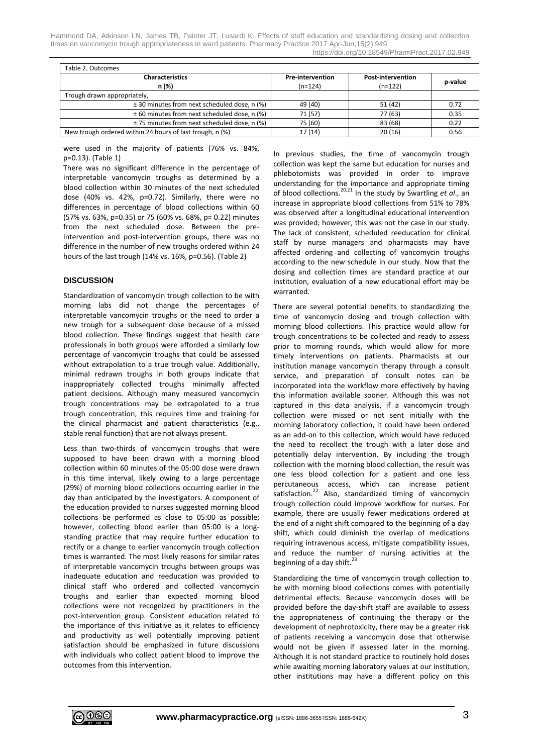Table 2. Outcomes

| Characteristics n (%) | Pre-intervention (n=124) | Post-intervention (n=122) | p-value |
|---|---|---|---|
| Trough drawn appropriately, | | | |
| ± 30 minutes from next scheduled dose, n (%) | 49 (40) | 51 (42) | 0.72 |
| ± 60 minutes from next scheduled dose, n (%) | 71 (57) | 77 (63) | 0.35 |
| ± 75 minutes from next scheduled dose, n (%) | 75 (60) | 83 (68) | 0.22 |
| New trough ordered within 24 hours of last trough, n (%) | 17 (14) | 20 (16) | 0.56 |

were used in the majority of patients (76% vs. 84%, p=0.13). (Table 1)

There was no significant difference in the percentage of interpretable vancomycin troughs as determined by a blood collection within 30 minutes of the next scheduled dose (40% vs. 42%, p=0.72). Similarly, there were no differences in percentage of blood collections within 60 (57% vs. 63%, p=0.35) or 75 (60% vs. 68%, p= 0.22) minutes from the next scheduled dose. Between the pre-intervention and post-intervention groups, there was no difference in the number of new troughs ordered within 24 hours of the last trough (14% vs. 16%, p=0.56). (Table 2)

## DISCUSSION

Standardization of vancomycin trough collection to be with morning labs did not change the percentages of interpretable vancomycin troughs or the need to order a new trough for a subsequent dose because of a missed blood collection. These findings suggest that health care professionals in both groups were afforded a similarly low percentage of vancomycin troughs that could be assessed without extrapolation to a true trough value. Additionally, minimal redrawn troughs in both groups indicate that inappropriately collected troughs minimally affected patient decisions. Although many measured vancomycin trough concentrations may be extrapolated to a true trough concentration, this requires time and training for the clinical pharmacist and patient characteristics (e.g., stable renal function) that are not always present.

Less than two-thirds of vancomycin troughs that were supposed to have been drawn with a morning blood collection within 60 minutes of the 05:00 dose were drawn in this time interval, likely owing to a large percentage (29%) of morning blood collections occurring earlier in the day than anticipated by the investigators. A component of the education provided to nurses suggested morning blood collections be performed as close to 05:00 as possible; however, collecting blood earlier than 05:00 is a long-standing practice that may require further education to rectify or a change to earlier vancomycin trough collection times is warranted. The most likely reasons for similar rates of interpretable vancomycin troughs between groups was inadequate education and reeducation was provided to clinical staff who ordered and collected vancomycin troughs and earlier than expected morning blood collections were not recognized by practitioners in the post-intervention group. Consistent education related to the importance of this initiative as it relates to efficiency and productivity as well potentially improving patient satisfaction should be emphasized in future discussions with individuals who collect patient blood to improve the outcomes from this intervention.

In previous studies, the time of vancomycin trough collection was kept the same but education for nurses and phlebotomists was provided in order to improve understanding for the importance and appropriate timing of blood collections.[20,21] In the study by Swartling *et al*., an increase in appropriate blood collections from 51% to 78% was observed after a longitudinal educational intervention was provided; however, this was not the case in our study. The lack of consistent, scheduled reeducation for clinical staff by nurse managers and pharmacists may have affected ordering and collecting of vancomycin troughs according to the new schedule in our study. Now that the dosing and collection times are standard practice at our institution, evaluation of a new educational effort may be warranted.

There are several potential benefits to standardizing the time of vancomycin dosing and trough collection with morning blood collections. This practice would allow for trough concentrations to be collected and ready to assess prior to morning rounds, which would allow for more timely interventions on patients. Pharmacists at our institution manage vancomycin therapy through a consult service, and preparation of consult notes can be incorporated into the workflow more effectively by having this information available sooner. Although this was not captured in this data analysis, if a vancomycin trough collection were missed or not sent initially with the morning laboratory collection, it could have been ordered as an add-on to this collection, which would have reduced the need to recollect the trough with a later dose and potentially delay intervention. By including the trough collection with the morning blood collection, the result was one less blood collection for a patient and one less percutaneous access, which can increase patient satisfaction.[22] Also, standardized timing of vancomycin trough collection could improve workflow for nurses. For example, there are usually fewer medications ordered at the end of a night shift compared to the beginning of a day shift, which could diminish the overlap of medications requiring intravenous access, mitigate compatibility issues, and reduce the number of nursing activities at the beginning of a day shift.[23]

Standardizing the time of vancomycin trough collection to be with morning blood collections comes with potentially detrimental effects. Because vancomycin doses will be provided before the day-shift staff are available to assess the appropriateness of continuing the therapy or the development of nephrotoxicity, there may be a greater risk of patients receiving a vancomycin dose that otherwise would not be given if assessed later in the morning. Although it is not standard practice to routinely hold doses while awaiting morning laboratory values at our institution, other institutions may have a different policy on this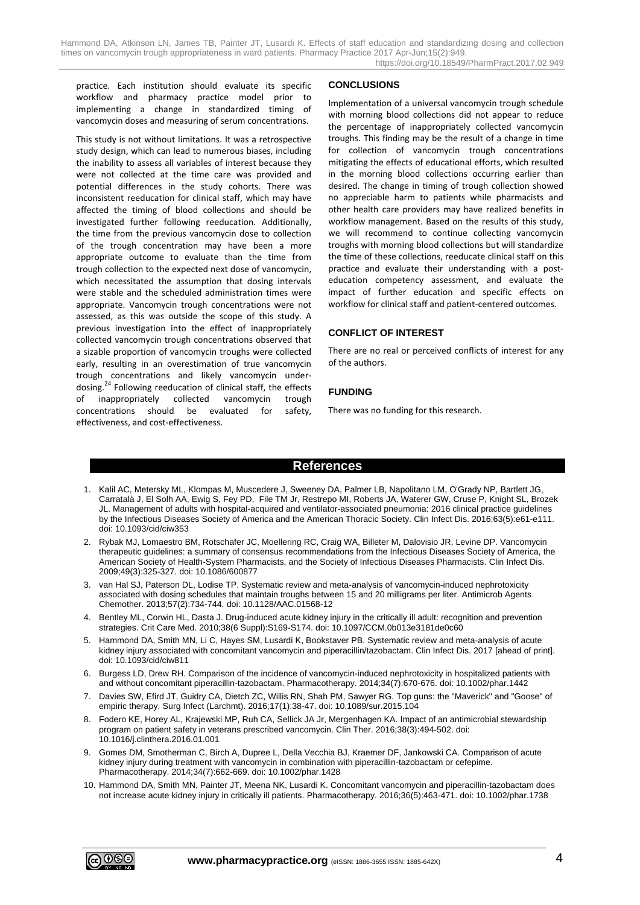practice. Each institution should evaluate its specific workflow and pharmacy practice model prior to implementing a change in standardized timing of vancomycin doses and measuring of serum concentrations.

This study is not without limitations. It was a retrospective study design, which can lead to numerous biases, including the inability to assess all variables of interest because they were not collected at the time care was provided and potential differences in the study cohorts. There was inconsistent reeducation for clinical staff, which may have affected the timing of blood collections and should be investigated further following reeducation. Additionally, the time from the previous vancomycin dose to collection of the trough concentration may have been a more appropriate outcome to evaluate than the time from trough collection to the expected next dose of vancomycin, which necessitated the assumption that dosing intervals were stable and the scheduled administration times were appropriate. Vancomycin trough concentrations were not assessed, as this was outside the scope of this study. A previous investigation into the effect of inappropriately collected vancomycin trough concentrations observed that a sizable proportion of vancomycin troughs were collected early, resulting in an overestimation of true vancomycin trough concentrations and likely vancomycin under-dosing.[24] Following reeducation of clinical staff, the effects of inappropriately collected vancomycin trough concentrations should be evaluated for safety, effectiveness, and cost-effectiveness.

## CONCLUSIONS

Implementation of a universal vancomycin trough schedule with morning blood collections did not appear to reduce the percentage of inappropriately collected vancomycin troughs. This finding may be the result of a change in time for collection of vancomycin trough concentrations mitigating the effects of educational efforts, which resulted in the morning blood collections occurring earlier than desired. The change in timing of trough collection showed no appreciable harm to patients while pharmacists and other health care providers may have realized benefits in workflow management. Based on the results of this study, we will recommend to continue collecting vancomycin troughs with morning blood collections but will standardize the time of these collections, reeducate clinical staff on this practice and evaluate their understanding with a post-education competency assessment, and evaluate the impact of further education and specific effects on workflow for clinical staff and patient-centered outcomes.

## CONFLICT OF INTEREST

There are no real or perceived conflicts of interest for any of the authors.

## FUNDING

There was no funding for this research.

## References

1. Kalil AC, Metersky ML, Klompas M, Muscedere J, Sweeney DA, Palmer LB, Napolitano LM, O'Grady NP, Bartlett JG, Carratalà J, El Solh AA, Ewig S, Fey PD, File TM Jr, Restrepo MI, Roberts JA, Waterer GW, Cruse P, Knight SL, Brozek JL. Management of adults with hospital-acquired and ventilator-associated pneumonia: 2016 clinical practice guidelines by the Infectious Diseases Society of America and the American Thoracic Society. Clin Infect Dis. 2016;63(5):e61-e111. doi: 10.1093/cid/ciw353
2. Rybak MJ, Lomaestro BM, Rotschafer JC, Moellering RC, Craig WA, Billeter M, Dalovisio JR, Levine DP. Vancomycin therapeutic guidelines: a summary of consensus recommendations from the Infectious Diseases Society of America, the American Society of Health-System Pharmacists, and the Society of Infectious Diseases Pharmacists. Clin Infect Dis. 2009;49(3):325-327. doi: 10.1086/600877
3. van Hal SJ, Paterson DL, Lodise TP. Systematic review and meta-analysis of vancomycin-induced nephrotoxicity associated with dosing schedules that maintain troughs between 15 and 20 milligrams per liter. Antimicrob Agents Chemother. 2013;57(2):734-744. doi: 10.1128/AAC.01568-12
4. Bentley ML, Corwin HL, Dasta J. Drug-induced acute kidney injury in the critically ill adult: recognition and prevention strategies. Crit Care Med. 2010;38(6 Suppl):S169-S174. doi: 10.1097/CCM.0b013e3181de0c60
5. Hammond DA, Smith MN, Li C, Hayes SM, Lusardi K, Bookstaver PB. Systematic review and meta-analysis of acute kidney injury associated with concomitant vancomycin and piperacillin/tazobactam. Clin Infect Dis. 2017 [ahead of print]. doi: 10.1093/cid/ciw811
6. Burgess LD, Drew RH. Comparison of the incidence of vancomycin-induced nephrotoxicity in hospitalized patients with and without concomitant piperacillin-tazobactam. Pharmacotherapy. 2014;34(7):670-676. doi: 10.1002/phar.1442
7. Davies SW, Efird JT, Guidry CA, Dietch ZC, Willis RN, Shah PM, Sawyer RG. Top guns: the "Maverick" and "Goose" of empiric therapy. Surg Infect (Larchmt). 2016;17(1):38-47. doi: 10.1089/sur.2015.104
8. Fodero KE, Horey AL, Krajewski MP, Ruh CA, Sellick JA Jr, Mergenhagen KA. Impact of an antimicrobial stewardship program on patient safety in veterans prescribed vancomycin. Clin Ther. 2016;38(3):494-502. doi: 10.1016/j.clinthera.2016.01.001
9. Gomes DM, Smotherman C, Birch A, Dupree L, Della Vecchia BJ, Kraemer DF, Jankowski CA. Comparison of acute kidney injury during treatment with vancomycin in combination with piperacillin-tazobactam or cefepime. Pharmacotherapy. 2014;34(7):662-669. doi: 10.1002/phar.1428
10. Hammond DA, Smith MN, Painter JT, Meena NK, Lusardi K. Concomitant vancomycin and piperacillin-tazobactam does not increase acute kidney injury in critically ill patients. Pharmacotherapy. 2016;36(5):463-471. doi: 10.1002/phar.1738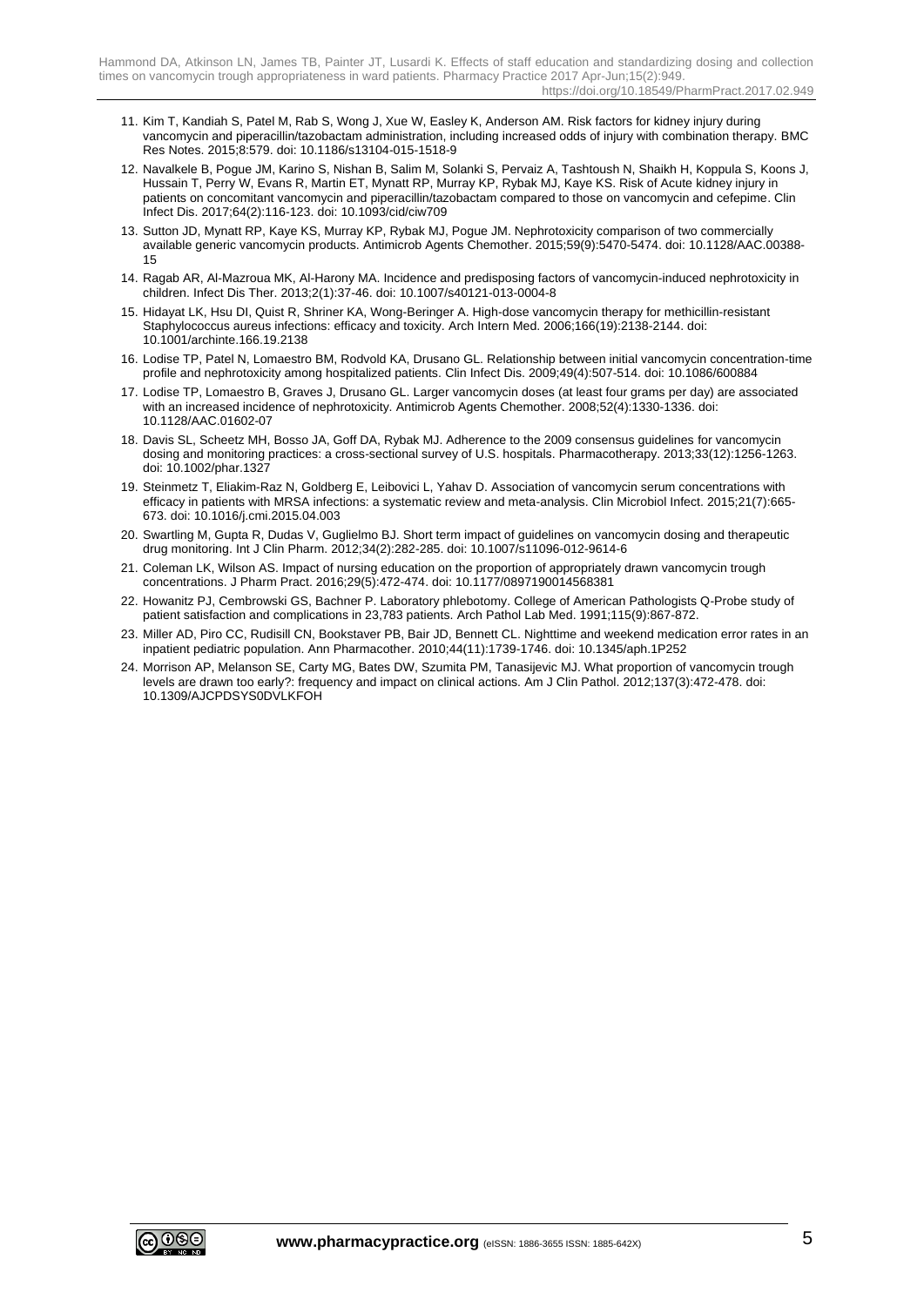11. Kim T, Kandiah S, Patel M, Rab S, Wong J, Xue W, Easley K, Anderson AM. Risk factors for kidney injury during vancomycin and piperacillin/tazobactam administration, including increased odds of injury with combination therapy. BMC Res Notes. 2015;8:579. doi: 10.1186/s13104-015-1518-9
12. Navalkele B, Pogue JM, Karino S, Nishan B, Salim M, Solanki S, Pervaiz A, Tashtoush N, Shaikh H, Koppula S, Koons J, Hussain T, Perry W, Evans R, Martin ET, Mynatt RP, Murray KP, Rybak MJ, Kaye KS. Risk of Acute kidney injury in patients on concomitant vancomycin and piperacillin/tazobactam compared to those on vancomycin and cefepime. Clin Infect Dis. 2017;64(2):116-123. doi: 10.1093/cid/ciw709
13. Sutton JD, Mynatt RP, Kaye KS, Murray KP, Rybak MJ, Pogue JM. Nephrotoxicity comparison of two commercially available generic vancomycin products. Antimicrob Agents Chemother. 2015;59(9):5470-5474. doi: 10.1128/AAC.00388-15
14. Ragab AR, Al-Mazroua MK, Al-Harony MA. Incidence and predisposing factors of vancomycin-induced nephrotoxicity in children. Infect Dis Ther. 2013;2(1):37-46. doi: 10.1007/s40121-013-0004-8
15. Hidayat LK, Hsu DI, Quist R, Shriner KA, Wong-Beringer A. High-dose vancomycin therapy for methicillin-resistant Staphylococcus aureus infections: efficacy and toxicity. Arch Intern Med. 2006;166(19):2138-2144. doi: 10.1001/archinte.166.19.2138
16. Lodise TP, Patel N, Lomaestro BM, Rodvold KA, Drusano GL. Relationship between initial vancomycin concentration-time profile and nephrotoxicity among hospitalized patients. Clin Infect Dis. 2009;49(4):507-514. doi: 10.1086/600884
17. Lodise TP, Lomaestro B, Graves J, Drusano GL. Larger vancomycin doses (at least four grams per day) are associated with an increased incidence of nephrotoxicity. Antimicrob Agents Chemother. 2008;52(4):1330-1336. doi: 10.1128/AAC.01602-07
18. Davis SL, Scheetz MH, Bosso JA, Goff DA, Rybak MJ. Adherence to the 2009 consensus guidelines for vancomycin dosing and monitoring practices: a cross-sectional survey of U.S. hospitals. Pharmacotherapy. 2013;33(12):1256-1263. doi: 10.1002/phar.1327
19. Steinmetz T, Eliakim-Raz N, Goldberg E, Leibovici L, Yahav D. Association of vancomycin serum concentrations with efficacy in patients with MRSA infections: a systematic review and meta-analysis. Clin Microbiol Infect. 2015;21(7):665-673. doi: 10.1016/j.cmi.2015.04.003
20. Swartling M, Gupta R, Dudas V, Guglielmo BJ. Short term impact of guidelines on vancomycin dosing and therapeutic drug monitoring. Int J Clin Pharm. 2012;34(2):282-285. doi: 10.1007/s11096-012-9614-6
21. Coleman LK, Wilson AS. Impact of nursing education on the proportion of appropriately drawn vancomycin trough concentrations. J Pharm Pract. 2016;29(5):472-474. doi: 10.1177/0897190014568381
22. Howanitz PJ, Cembrowski GS, Bachner P. Laboratory phlebotomy. College of American Pathologists Q-Probe study of patient satisfaction and complications in 23,783 patients. Arch Pathol Lab Med. 1991;115(9):867-872.
23. Miller AD, Piro CC, Rudisill CN, Bookstaver PB, Bair JD, Bennett CL. Nighttime and weekend medication error rates in an inpatient pediatric population. Ann Pharmacother. 2010;44(11):1739-1746. doi: 10.1345/aph.1P252
24. Morrison AP, Melanson SE, Carty MG, Bates DW, Szumita PM, Tanasijevic MJ. What proportion of vancomycin trough levels are drawn too early?: frequency and impact on clinical actions. Am J Clin Pathol. 2012;137(3):472-478. doi: 10.1309/AJCPDSYS0DVLKFOH